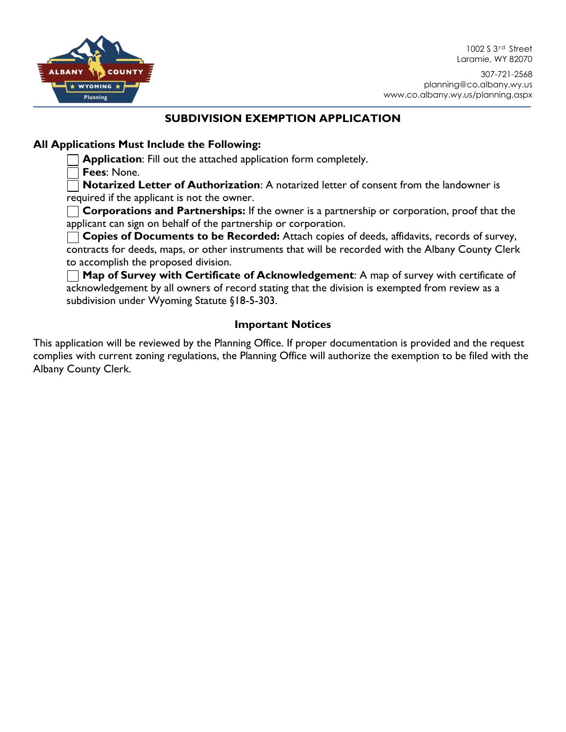1002 S 3rd Street
Laramie, WY 82070

307-721-2568
planning@co.albany.wy.us
www.co.albany.wy.us/planning.aspx

# SUBDIVISION EXEMPTION APPLICATION

**All Applications Must Include the Following:**

- ☐ **Application**: Fill out the attached application form completely.
- ☐ **Fees**: None.
- ☐ **Notarized Letter of Authorization**: A notarized letter of consent from the landowner is required if the applicant is not the owner.
- ☐ **Corporations and Partnerships:** If the owner is a partnership or corporation, proof that the applicant can sign on behalf of the partnership or corporation.
- ☐ **Copies of Documents to be Recorded:** Attach copies of deeds, affidavits, records of survey, contracts for deeds, maps, or other instruments that will be recorded with the Albany County Clerk to accomplish the proposed division.
- ☐ **Map of Survey with Certificate of Acknowledgement**: A map of survey with certificate of acknowledgement by all owners of record stating that the division is exempted from review as a subdivision under Wyoming Statute §18-5-303.

## Important Notices

This application will be reviewed by the Planning Office. If proper documentation is provided and the request complies with current zoning regulations, the Planning Office will authorize the exemption to be filed with the Albany County Clerk.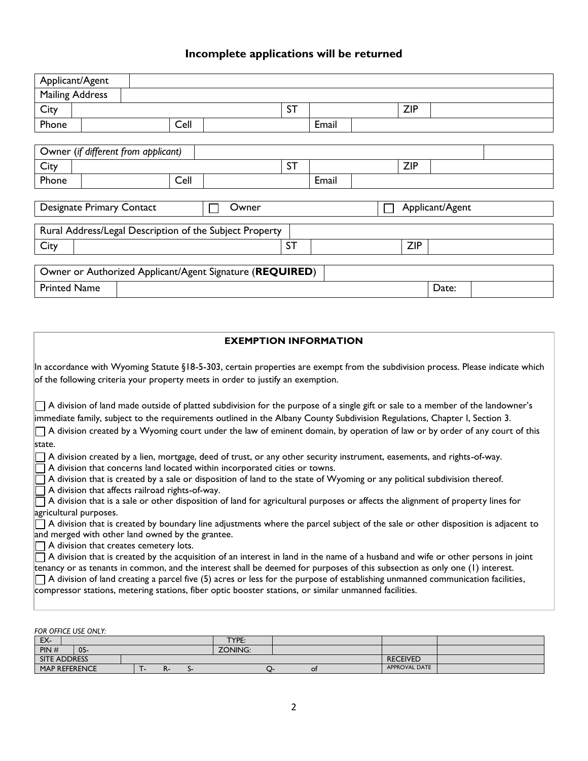**Incomplete applications will be returned**

| | | | | | | | |
|---|---|---|---|---|---|---|---|
| Applicant/Agent | | | | | | | |
| Mailing Address | | | | | | | |
| City | | | | ST | | ZIP | |
| Phone | | Cell | | | Email | | |

| | | | | | | |
|---|---|---|---|---|---|---|
| Owner (*if different from applicant*) | | | | | | |
| City | | | ST | | ZIP | |
| Phone | | Cell | | Email | | |

| | | |
|---|---|---|
| Designate Primary Contact | ☐ Owner | ☐ Applicant/Agent |

| | | | | | |
|---|---|---|---|---|---|
| Rural Address/Legal Description of the Subject Property | | | | | |
| City | | ST | | ZIP | |

| | | | |
|---|---|---|---|
| Owner or Authorized Applicant/Agent Signature (**REQUIRED**) | | | |
| Printed Name | | Date: | |

**EXEMPTION INFORMATION**

In accordance with Wyoming Statute §18-5-303, certain properties are exempt from the subdivision process. Please indicate which of the following criteria your property meets in order to justify an exemption.

☐ A division of land made outside of platted subdivision for the purpose of a single gift or sale to a member of the landowner's immediate family, subject to the requirements outlined in the Albany County Subdivision Regulations, Chapter I, Section 3.
☐ A division created by a Wyoming court under the law of eminent domain, by operation of law or by order of any court of this state.
☐ A division created by a lien, mortgage, deed of trust, or any other security instrument, easements, and rights-of-way.
☐ A division that concerns land located within incorporated cities or towns.
☐ A division that is created by a sale or disposition of land to the state of Wyoming or any political subdivision thereof.
☐ A division that affects railroad rights-of-way.
☐ A division that is a sale or other disposition of land for agricultural purposes or affects the alignment of property lines for agricultural purposes.
☐ A division that is created by boundary line adjustments where the parcel subject of the sale or other disposition is adjacent to and merged with other land owned by the grantee.
☐ A division that creates cemetery lots.
☐ A division that is created by the acquisition of an interest in land in the name of a husband and wife or other persons in joint tenancy or as tenants in common, and the interest shall be deemed for purposes of this subsection as only one (1) interest.
☐ A division of land creating a parcel five (5) acres or less for the purpose of establishing unmanned communication facilities, compressor stations, metering stations, fiber optic booster stations, or similar unmanned facilities.

*FOR OFFICE USE ONLY:*

| | | | | | |
|---|---|---|---|---|---|
| EX- | | TYPE: | | | |
| PIN # | 05- | ZONING: | | | |
| SITE ADDRESS | | | | RECEIVED | |
| MAP REFERENCE | T- R- S- | Q- | of | APPROVAL DATE | |